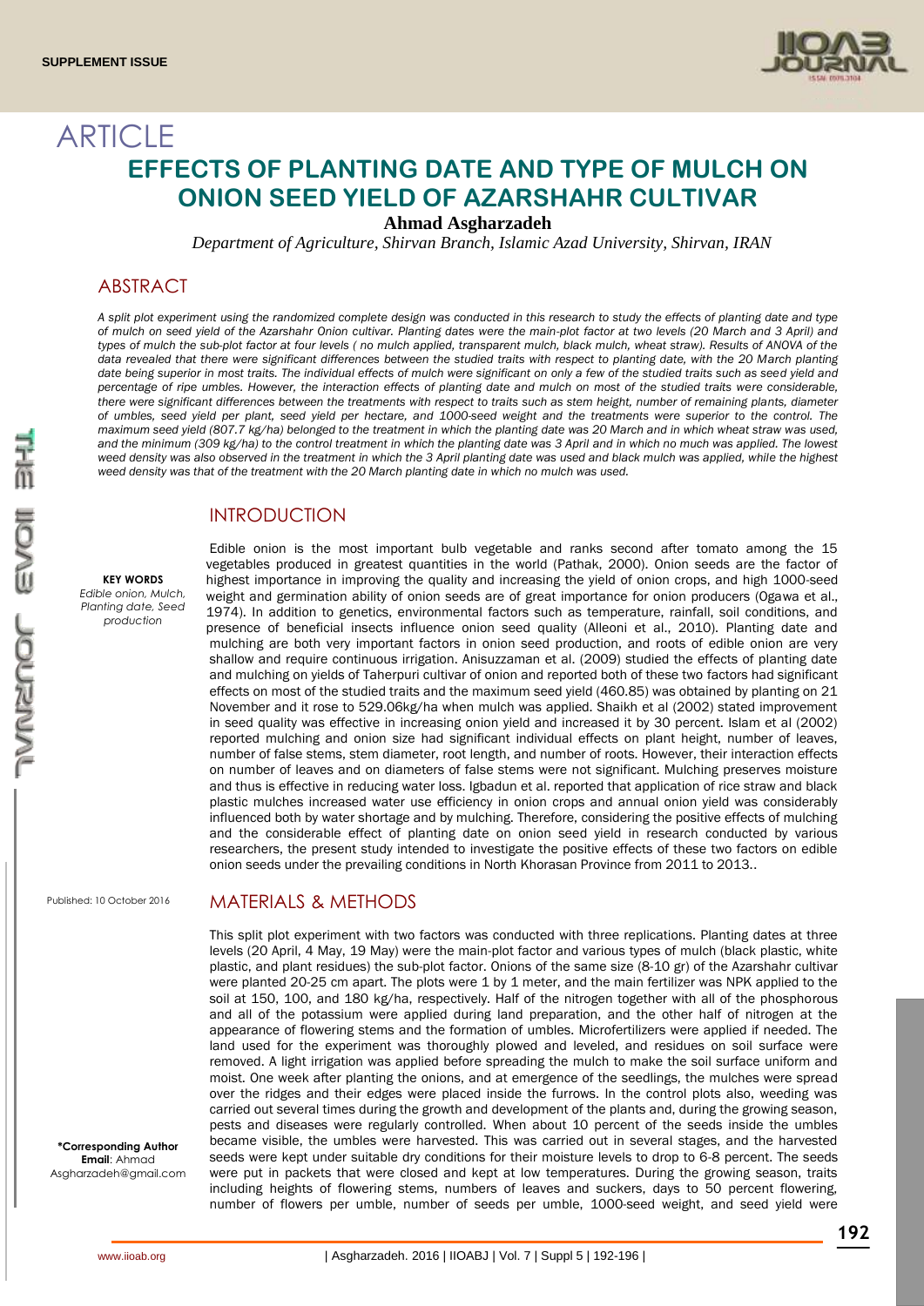SUPPLEMENT ISSUE

ARTICLE

# EFFECTS OF PLANTING DATE AND TYPE OF MULCH ON ONION SEED YIELD OF AZARSHAHR CULTIVAR

**Ahmad Asgharzadeh**

*Department of Agriculture, Shirvan Branch, Islamic Azad University, Shirvan, IRAN*

## ABSTRACT

*A split plot experiment using the randomized complete design was conducted in this research to study the effects of planting date and type of mulch on seed yield of the Azarshahr Onion cultivar. Planting dates were the main-plot factor at two levels (20 March and 3 April) and types of mulch the sub-plot factor at four levels ( no mulch applied, transparent mulch, black mulch, wheat straw). Results of ANOVA of the data revealed that there were significant differences between the studied traits with respect to planting date, with the 20 March planting date being superior in most traits. The individual effects of mulch were significant on only a few of the studied traits such as seed yield and percentage of ripe umbles. However, the interaction effects of planting date and mulch on most of the studied traits were considerable, there were significant differences between the treatments with respect to traits such as stem height, number of remaining plants, diameter of umbles, seed yield per plant, seed yield per hectare, and 1000-seed weight and the treatments were superior to the control. The maximum seed yield (807.7 kg/ha) belonged to the treatment in which the planting date was 20 March and in which wheat straw was used, and the minimum (309 kg/ha) to the control treatment in which the planting date was 3 April and in which no much was applied. The lowest weed density was also observed in the treatment in which the 3 April planting date was used and black mulch was applied, while the highest weed density was that of the treatment with the 20 March planting date in which no mulch was used.*

**KEY WORDS**
*Edible onion, Mulch, Planting date, Seed production*

## INTRODUCTION

Edible onion is the most important bulb vegetable and ranks second after tomato among the 15 vegetables produced in greatest quantities in the world (Pathak, 2000). Onion seeds are the factor of highest importance in improving the quality and increasing the yield of onion crops, and high 1000-seed weight and germination ability of onion seeds are of great importance for onion producers (Ogawa et al., 1974). In addition to genetics, environmental factors such as temperature, rainfall, soil conditions, and presence of beneficial insects influence onion seed quality (Alleoni et al., 2010). Planting date and mulching are both very important factors in onion seed production, and roots of edible onion are very shallow and require continuous irrigation. Anisuzzaman et al. (2009) studied the effects of planting date and mulching on yields of Taherpuri cultivar of onion and reported both of these two factors had significant effects on most of the studied traits and the maximum seed yield (460.85) was obtained by planting on 21 November and it rose to 529.06kg/ha when mulch was applied. Shaikh et al (2002) stated improvement in seed quality was effective in increasing onion yield and increased it by 30 percent. Islam et al (2002) reported mulching and onion size had significant individual effects on plant height, number of leaves, number of false stems, stem diameter, root length, and number of roots. However, their interaction effects on number of leaves and on diameters of false stems were not significant. Mulching preserves moisture and thus is effective in reducing water loss. Igbadun et al. reported that application of rice straw and black plastic mulches increased water use efficiency in onion crops and annual onion yield was considerably influenced both by water shortage and by mulching. Therefore, considering the positive effects of mulching and the considerable effect of planting date on onion seed yield in research conducted by various researchers, the present study intended to investigate the positive effects of these two factors on edible onion seeds under the prevailing conditions in North Khorasan Province from 2011 to 2013..

Published: 10 October 2016

## MATERIALS & METHODS

This split plot experiment with two factors was conducted with three replications. Planting dates at three levels (20 April, 4 May, 19 May) were the main-plot factor and various types of mulch (black plastic, white plastic, and plant residues) the sub-plot factor. Onions of the same size (8-10 gr) of the Azarshahr cultivar were planted 20-25 cm apart. The plots were 1 by 1 meter, and the main fertilizer was NPK applied to the soil at 150, 100, and 180 kg/ha, respectively. Half of the nitrogen together with all of the phosphorous and all of the potassium were applied during land preparation, and the other half of nitrogen at the appearance of flowering stems and the formation of umbles. Microfertilizers were applied if needed. The land used for the experiment was thoroughly plowed and leveled, and residues on soil surface were removed. A light irrigation was applied before spreading the mulch to make the soil surface uniform and moist. One week after planting the onions, and at emergence of the seedlings, the mulches were spread over the ridges and their edges were placed inside the furrows. In the control plots also, weeding was carried out several times during the growth and development of the plants and, during the growing season, pests and diseases were regularly controlled. When about 10 percent of the seeds inside the umbles became visible, the umbles were harvested. This was carried out in several stages, and the harvested seeds were kept under suitable dry conditions for their moisture levels to drop to 6-8 percent. The seeds were put in packets that were closed and kept at low temperatures. During the growing season, traits including heights of flowering stems, numbers of leaves and suckers, days to 50 percent flowering, number of flowers per umble, number of seeds per umble, 1000-seed weight, and seed yield were

**\*Corresponding Author**
**Email**: Ahmad Asgharzadeh@gmail.com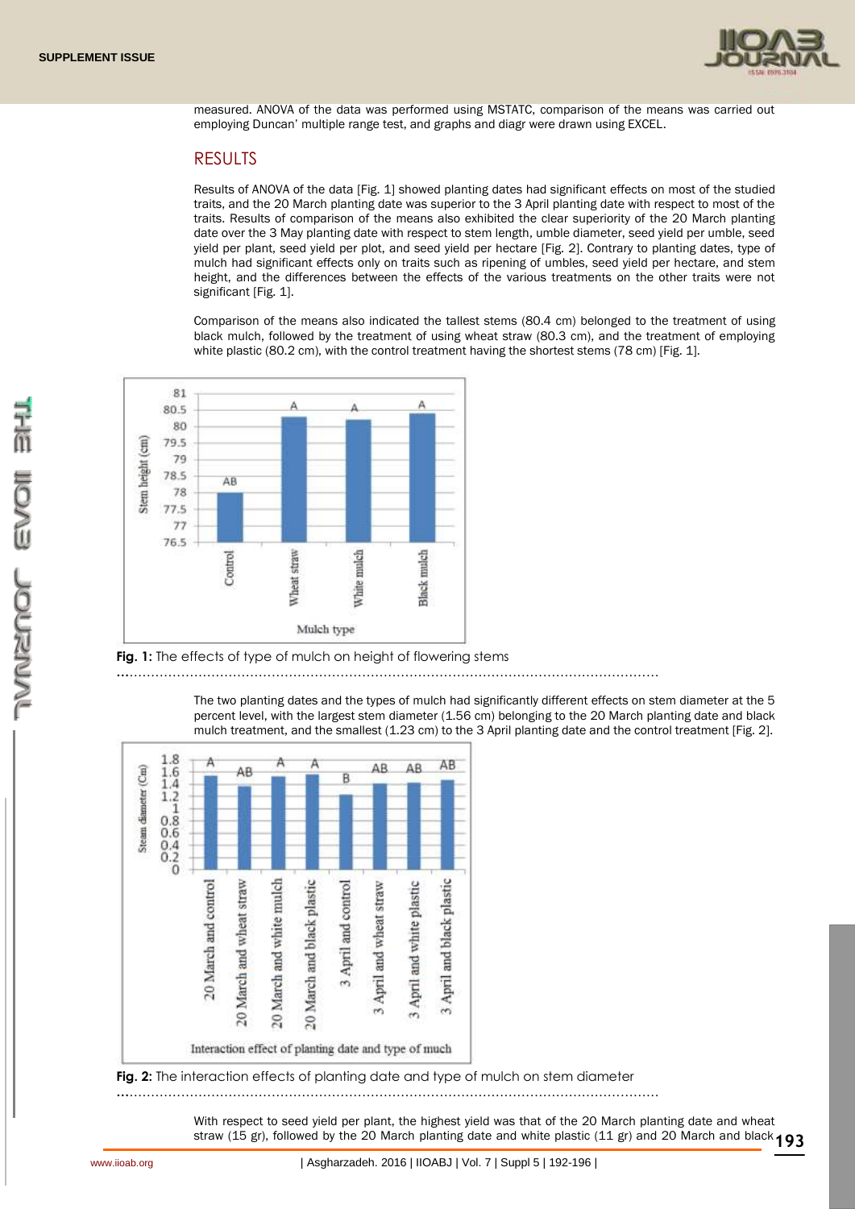measured. ANOVA of the data was performed using MSTATC, comparison of the means was carried out employing Duncan' multiple range test, and graphs and diagr were drawn using EXCEL.

## RESULTS

Results of ANOVA of the data [Fig. 1] showed planting dates had significant effects on most of the studied traits, and the 20 March planting date was superior to the 3 April planting date with respect to most of the traits. Results of comparison of the means also exhibited the clear superiority of the 20 March planting date over the 3 May planting date with respect to stem length, umble diameter, seed yield per umble, seed yield per plant, seed yield per plot, and seed yield per hectare [Fig. 2]. Contrary to planting dates, type of mulch had significant effects only on traits such as ripening of umbles, seed yield per hectare, and stem height, and the differences between the effects of the various treatments on the other traits were not significant [Fig. 1].

Comparison of the means also indicated the tallest stems (80.4 cm) belonged to the treatment of using black mulch, followed by the treatment of using wheat straw (80.3 cm), and the treatment of employing white plastic (80.2 cm), with the control treatment having the shortest stems (78 cm) [Fig. 1].

**Fig. 1:** The effects of type of mulch on height of flowering stems

The two planting dates and the types of mulch had significantly different effects on stem diameter at the 5 percent level, with the largest stem diameter (1.56 cm) belonging to the 20 March planting date and black mulch treatment, and the smallest (1.23 cm) to the 3 April planting date and the control treatment [Fig. 2].

**Fig. 2:** The interaction effects of planting date and type of mulch on stem diameter

With respect to seed yield per plant, the highest yield was that of the 20 March planting date and wheat straw (15 gr), followed by the 20 March planting date and white plastic (11 gr) and 20 March and black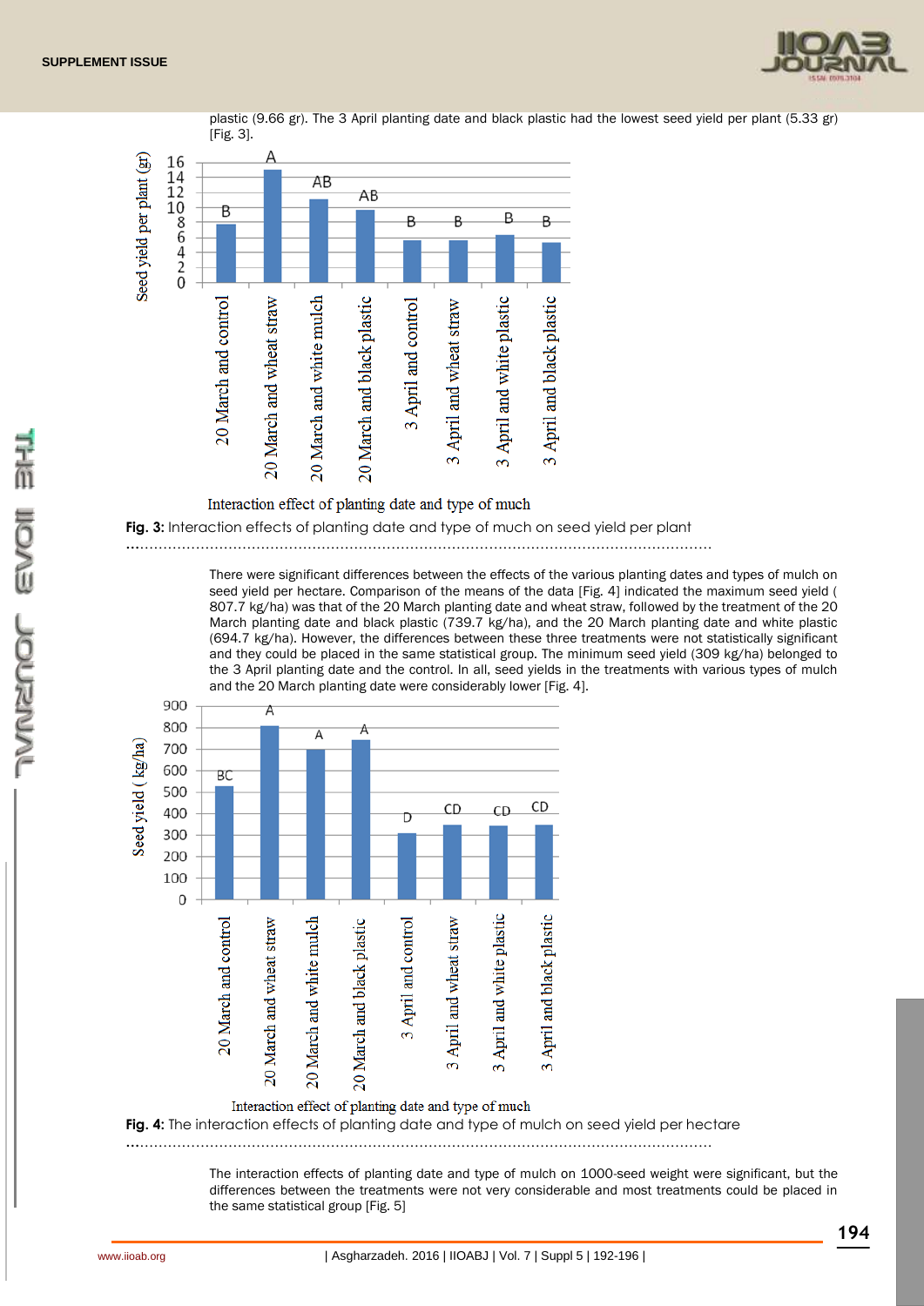plastic (9.66 gr). The 3 April planting date and black plastic had the lowest seed yield per plant (5.33 gr) [Fig. 3].

Fig. 3: Interaction effects of planting date and type of much on seed yield per plant

There were significant differences between the effects of the various planting dates and types of mulch on seed yield per hectare. Comparison of the means of the data [Fig. 4] indicated the maximum seed yield ( 807.7 kg/ha) was that of the 20 March planting date and wheat straw, followed by the treatment of the 20 March planting date and black plastic (739.7 kg/ha), and the 20 March planting date and white plastic (694.7 kg/ha). However, the differences between these three treatments were not statistically significant and they could be placed in the same statistical group. The minimum seed yield (309 kg/ha) belonged to the 3 April planting date and the control. In all, seed yields in the treatments with various types of mulch and the 20 March planting date were considerably lower [Fig. 4].

Fig. 4: The interaction effects of planting date and type of mulch on seed yield per hectare

The interaction effects of planting date and type of mulch on 1000-seed weight were significant, but the differences between the treatments were not very considerable and most treatments could be placed in the same statistical group [Fig. 5]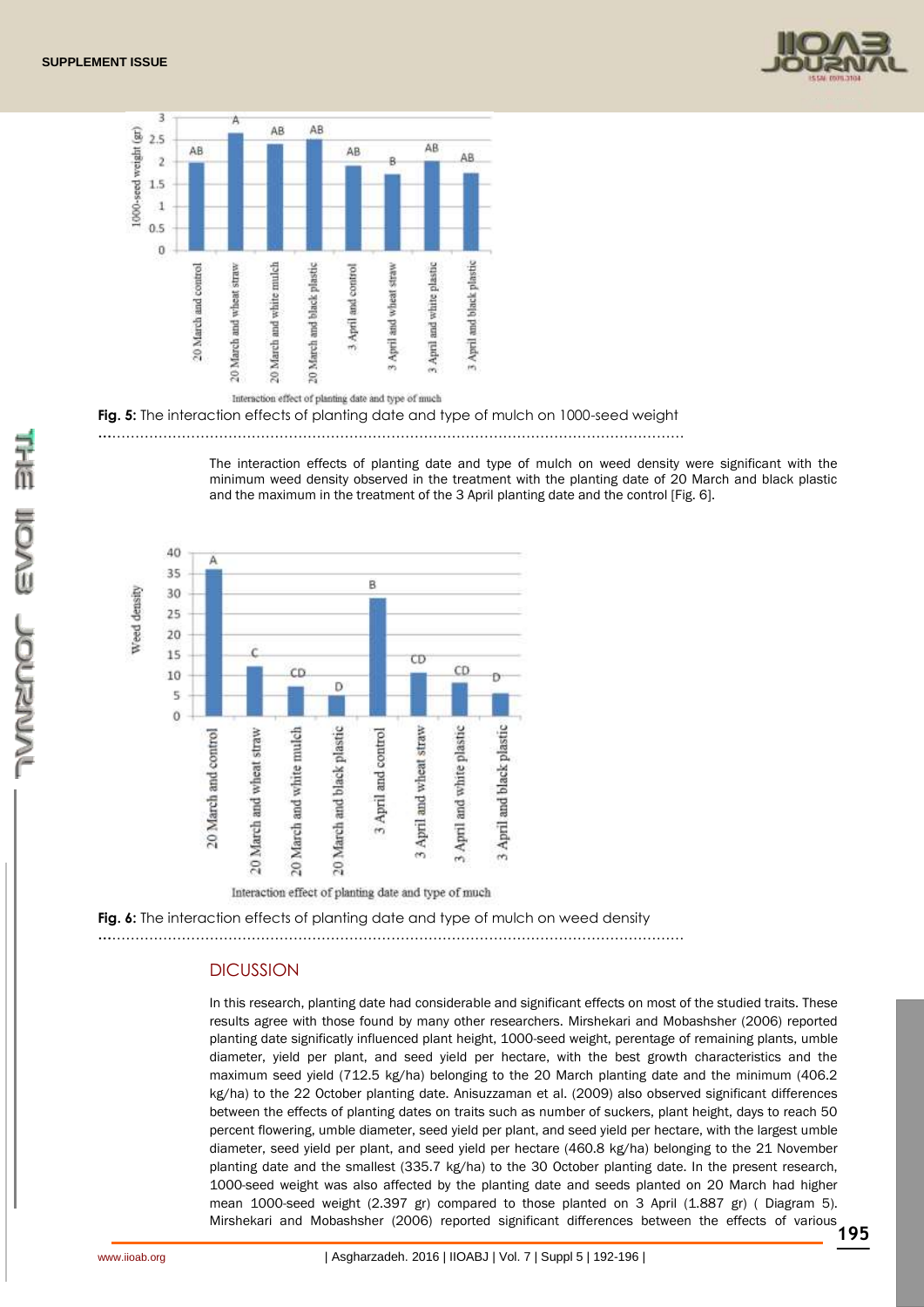Fig. 5: The interaction effects of planting date and type of mulch on 1000-seed weight

The interaction effects of planting date and type of mulch on weed density were significant with the minimum weed density observed in the treatment with the planting date of 20 March and black plastic and the maximum in the treatment of the 3 April planting date and the control [Fig. 6].

Fig. 6: The interaction effects of planting date and type of mulch on weed density

## DICUSSION

In this research, planting date had considerable and significant effects on most of the studied traits. These results agree with those found by many other researchers. Mirshekari and Mobashsher (2006) reported planting date significatly influenced plant height, 1000-seed weight, perentage of remaining plants, umble diameter, yield per plant, and seed yield per hectare, with the best growth characteristics and the maximum seed yield (712.5 kg/ha) belonging to the 20 March planting date and the minimum (406.2 kg/ha) to the 22 October planting date. Anisuzzaman et al. (2009) also observed significant differences between the effects of planting dates on traits such as number of suckers, plant height, days to reach 50 percent flowering, umble diameter, seed yield per plant, and seed yield per hectare, with the largest umble diameter, seed yield per plant, and seed yield per hectare (460.8 kg/ha) belonging to the 21 November planting date and the smallest (335.7 kg/ha) to the 30 October planting date. In the present research, 1000-seed weight was also affected by the planting date and seeds planted on 20 March had higher mean 1000-seed weight (2.397 gr) compared to those planted on 3 April (1.887 gr) ( Diagram 5). Mirshekari and Mobashsher (2006) reported significant differences between the effects of various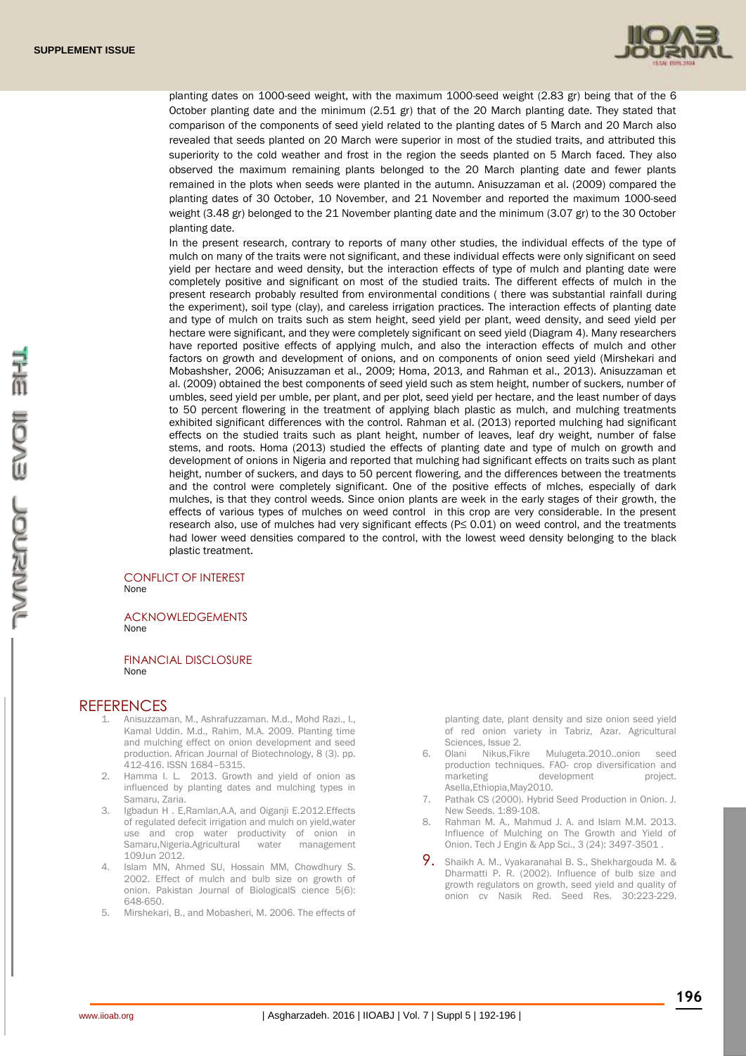planting dates on 1000-seed weight, with the maximum 1000-seed weight (2.83 gr) being that of the 6 October planting date and the minimum (2.51 gr) that of the 20 March planting date. They stated that comparison of the components of seed yield related to the planting dates of 5 March and 20 March also revealed that seeds planted on 20 March were superior in most of the studied traits, and attributed this superiority to the cold weather and frost in the region the seeds planted on 5 March faced. They also observed the maximum remaining plants belonged to the 20 March planting date and fewer plants remained in the plots when seeds were planted in the autumn. Anisuzzaman et al. (2009) compared the planting dates of 30 October, 10 November, and 21 November and reported the maximum 1000-seed weight (3.48 gr) belonged to the 21 November planting date and the minimum (3.07 gr) to the 30 October planting date.

In the present research, contrary to reports of many other studies, the individual effects of the type of mulch on many of the traits were not significant, and these individual effects were only significant on seed yield per hectare and weed density, but the interaction effects of type of mulch and planting date were completely positive and significant on most of the studied traits. The different effects of mulch in the present research probably resulted from environmental conditions ( there was substantial rainfall during the experiment), soil type (clay), and careless irrigation practices. The interaction effects of planting date and type of mulch on traits such as stem height, seed yield per plant, weed density, and seed yield per hectare were significant, and they were completely significant on seed yield (Diagram 4). Many researchers have reported positive effects of applying mulch, and also the interaction effects of mulch and other factors on growth and development of onions, and on components of onion seed yield (Mirshekari and Mobashsher, 2006; Anisuzzaman et al., 2009; Homa, 2013, and Rahman et al., 2013). Anisuzzaman et al. (2009) obtained the best components of seed yield such as stem height, number of suckers, number of umbles, seed yield per umble, per plant, and per plot, seed yield per hectare, and the least number of days to 50 percent flowering in the treatment of applying blach plastic as mulch, and mulching treatments exhibited significant differences with the control. Rahman et al. (2013) reported mulching had significant effects on the studied traits such as plant height, number of leaves, leaf dry weight, number of false stems, and roots. Homa (2013) studied the effects of planting date and type of mulch on growth and development of onions in Nigeria and reported that mulching had significant effects on traits such as plant height, number of suckers, and days to 50 percent flowering, and the differences between the treatments and the control were completely significant. One of the positive effects of mlches, especially of dark mulches, is that they control weeds. Since onion plants are week in the early stages of their growth, the effects of various types of mulches on weed control in this crop are very considerable. In the present research also, use of mulches had very significant effects ($P \leq 0.01$) on weed control, and the treatments had lower weed densities compared to the control, with the lowest weed density belonging to the black plastic treatment.

## CONFLICT OF INTEREST

None

## ACKNOWLEDGEMENTS

None

## FINANCIAL DISCLOSURE

None

# REFERENCES

1. Anisuzzaman, M., Ashrafuzzaman. M.d., Mohd Razi., I., Kamal Uddin. M.d., Rahim, M.A. 2009. Planting time and mulching effect on onion development and seed production. African Journal of Biotechnology, 8 (3). pp. 412-416. ISSN 1684–5315.
2. Hamma I. L. 2013. Growth and yield of onion as influenced by planting dates and mulching types in Samaru, Zaria.
3. Igbadun H . E,Ramlan,A.A, and Oiganji E.2012.Effects of regulated defecit irrigation and mulch on yield,water use and crop water productivity of onion in Samaru,Nigeria.Agricultural water management 109Jun 2012.
4. Islam MN, Ahmed SU, Hossain MM, Chowdhury S. 2002. Effect of mulch and bulb size on growth of onion. Pakistan Journal of BiologicalS cience 5(6): 648-650.
5. Mirshekari, B., and Mobasheri, M. 2006. The effects of planting date, plant density and size onion seed yield of red onion variety in Tabriz, Azar. Agricultural Sciences, Issue 2.
6. Olani Nikus,Fikre Mulugeta.2010..onion seed production techniques. FAO- crop diversification and marketing development project. Asella,Ethiopia,May2010.
7. Pathak CS (2000). Hybrid Seed Production in Onion. J. New Seeds. 1:89-108.
8. Rahman M. A., Mahmud J. A. and Islam M.M. 2013. Influence of Mulching on The Growth and Yield of Onion. Tech J Engin & App Sci., 3 (24): 3497-3501 .
9. Shaikh A. M., Vyakaranahal B. S., Shekhargouda M. & Dharmatti P. R. (2002). Influence of bulb size and growth regulators on growth, seed yield and quality of onion cv Nasik Red. Seed Res. 30:223-229.